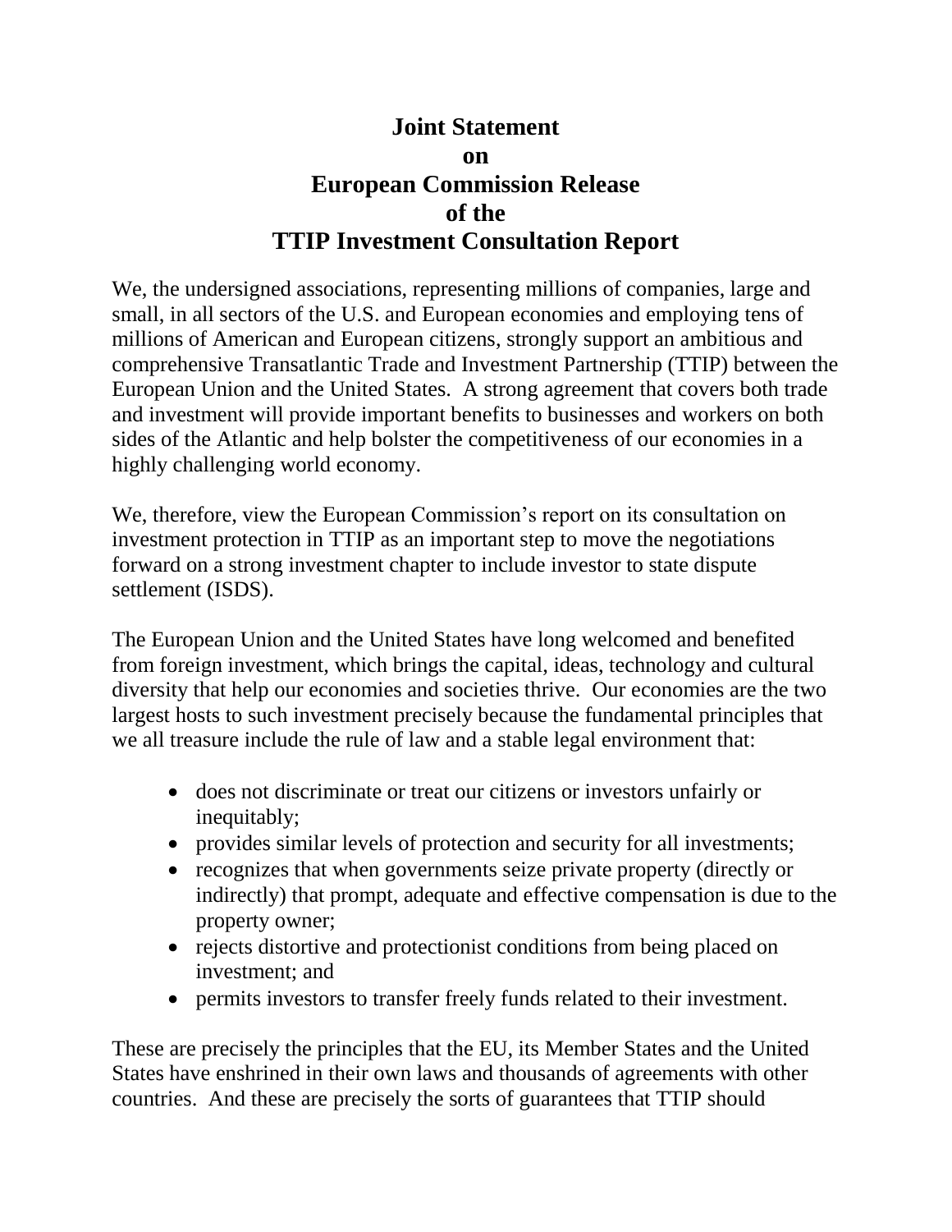# Joint Statement on European Commission Release of the TTIP Investment Consultation Report

We, the undersigned associations, representing millions of companies, large and small, in all sectors of the U.S. and European economies and employing tens of millions of American and European citizens, strongly support an ambitious and comprehensive Transatlantic Trade and Investment Partnership (TTIP) between the European Union and the United States. A strong agreement that covers both trade and investment will provide important benefits to businesses and workers on both sides of the Atlantic and help bolster the competitiveness of our economies in a highly challenging world economy.

We, therefore, view the European Commission's report on its consultation on investment protection in TTIP as an important step to move the negotiations forward on a strong investment chapter to include investor to state dispute settlement (ISDS).

The European Union and the United States have long welcomed and benefited from foreign investment, which brings the capital, ideas, technology and cultural diversity that help our economies and societies thrive. Our economies are the two largest hosts to such investment precisely because the fundamental principles that we all treasure include the rule of law and a stable legal environment that:

- does not discriminate or treat our citizens or investors unfairly or inequitably;
- provides similar levels of protection and security for all investments;
- recognizes that when governments seize private property (directly or indirectly) that prompt, adequate and effective compensation is due to the property owner;
- rejects distortive and protectionist conditions from being placed on investment; and
- permits investors to transfer freely funds related to their investment.

These are precisely the principles that the EU, its Member States and the United States have enshrined in their own laws and thousands of agreements with other countries. And these are precisely the sorts of guarantees that TTIP should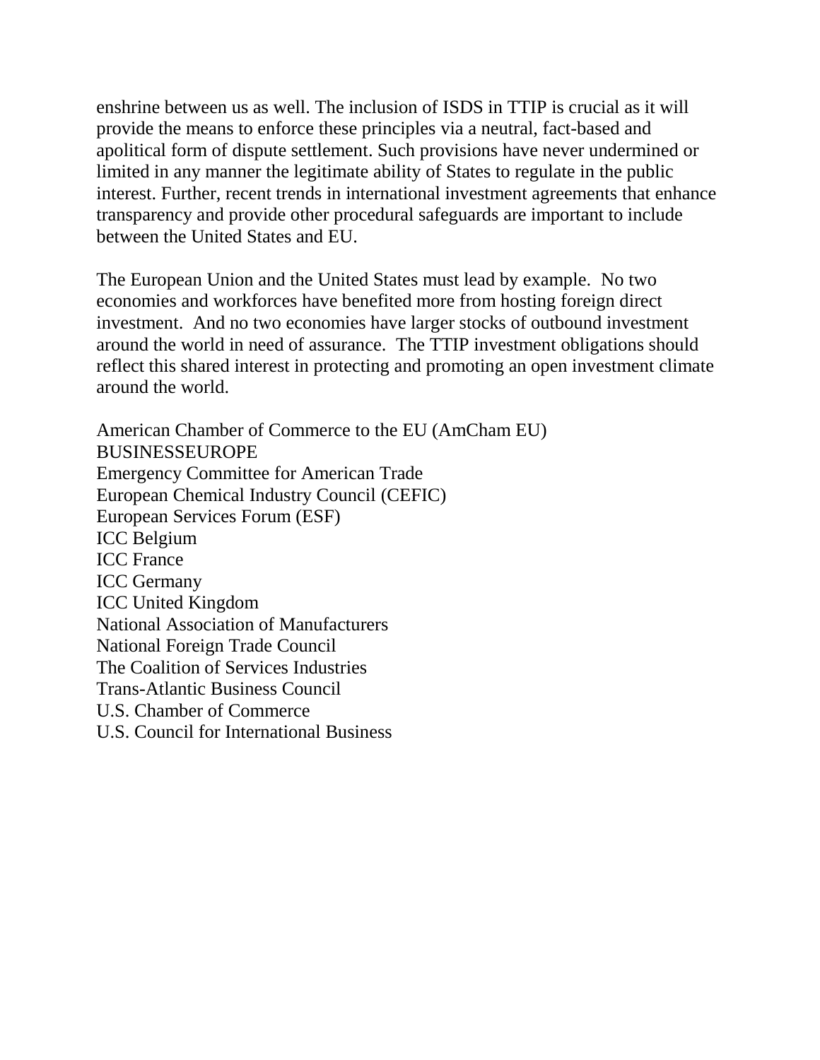enshrine between us as well. The inclusion of ISDS in TTIP is crucial as it will provide the means to enforce these principles via a neutral, fact-based and apolitical form of dispute settlement. Such provisions have never undermined or limited in any manner the legitimate ability of States to regulate in the public interest. Further, recent trends in international investment agreements that enhance transparency and provide other procedural safeguards are important to include between the United States and EU.

The European Union and the United States must lead by example. No two economies and workforces have benefited more from hosting foreign direct investment. And no two economies have larger stocks of outbound investment around the world in need of assurance. The TTIP investment obligations should reflect this shared interest in protecting and promoting an open investment climate around the world.

American Chamber of Commerce to the EU (AmCham EU)
BUSINESSEUROPE
Emergency Committee for American Trade
European Chemical Industry Council (CEFIC)
European Services Forum (ESF)
ICC Belgium
ICC France
ICC Germany
ICC United Kingdom
National Association of Manufacturers
National Foreign Trade Council
The Coalition of Services Industries
Trans-Atlantic Business Council
U.S. Chamber of Commerce
U.S. Council for International Business